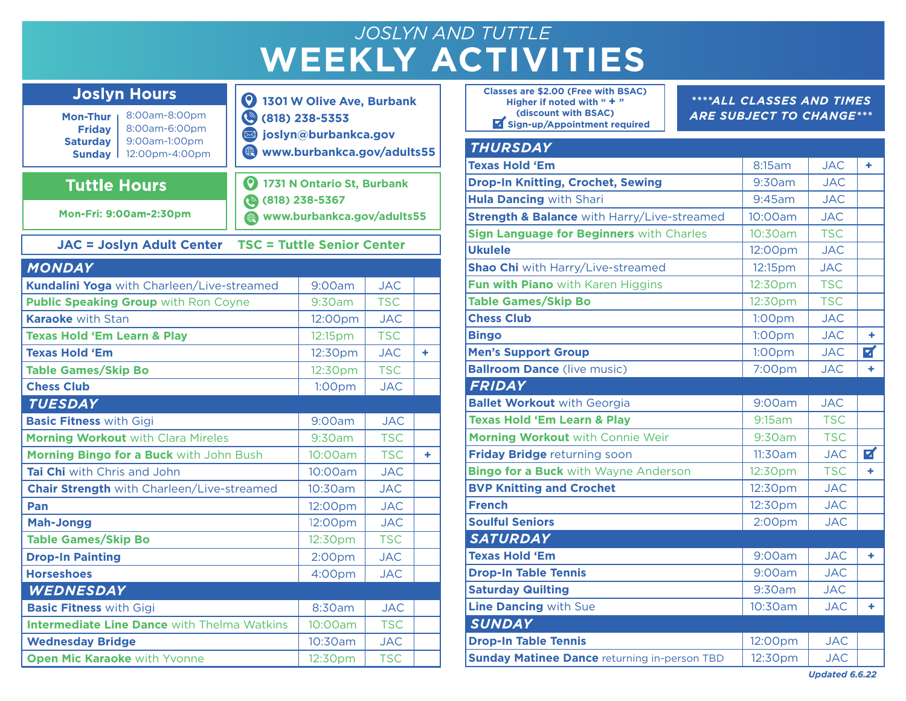# JOSLYN AND TUTTLE
# WEEKLY ACTIVITIES

## Joslyn Hours

| | |
|---|---|
| Mon-Thur | 8:00am-8:00pm |
| Friday | 8:00am-6:00pm |
| Saturday | 9:00am-1:00pm |
| Sunday | 12:00pm-4:00pm |

1301 W Olive Ave, Burbank
(818) 238-5353
joslyn@burbankca.gov
www.burbankca.gov/adults55

## Tuttle Hours

Mon-Fri: 9:00am-2:30pm

1731 N Ontario St, Burbank
(818) 238-5367
www.burbankca.gov/adults55

Classes are $2.00 (Free with BSAC)
Higher if noted with " + "
(discount with BSAC)
☑ Sign-up/Appointment required

****ALL CLASSES AND TIMES ARE SUBJECT TO CHANGE***

JAC = Joslyn Adult Center  TSC = Tuttle Senior Center

## MONDAY

| Activity | Time | Location | |
|---|---|---|---|
| **Kundalini Yoga** with Charleen/Live-streamed | 9:00am | JAC | |
| **Public Speaking Group** with Ron Coyne | 9:30am | TSC | |
| **Karaoke** with Stan | 12:00pm | JAC | |
| **Texas Hold 'Em Learn & Play** | 12:15pm | TSC | |
| **Texas Hold 'Em** | 12:30pm | JAC | + |
| **Table Games/Skip Bo** | 12:30pm | TSC | |
| **Chess Club** | 1:00pm | JAC | |

## TUESDAY

| Activity | Time | Location | |
|---|---|---|---|
| **Basic Fitness** with Gigi | 9:00am | JAC | |
| **Morning Workout** with Clara Mireles | 9:30am | TSC | |
| **Morning Bingo for a Buck** with John Bush | 10:00am | TSC | + |
| **Tai Chi** with Chris and John | 10:00am | JAC | |
| **Chair Strength** with Charleen/Live-streamed | 10:30am | JAC | |
| **Pan** | 12:00pm | JAC | |
| **Mah-Jongg** | 12:00pm | JAC | |
| **Table Games/Skip Bo** | 12:30pm | TSC | |
| **Drop-In Painting** | 2:00pm | JAC | |
| **Horseshoes** | 4:00pm | JAC | |

## WEDNESDAY

| Activity | Time | Location | |
|---|---|---|---|
| **Basic Fitness** with Gigi | 8:30am | JAC | |
| **Intermediate Line Dance** with Thelma Watkins | 10:00am | TSC | |
| **Wednesday Bridge** | 10:30am | JAC | |
| **Open Mic Karaoke** with Yvonne | 12:30pm | TSC | |

## THURSDAY

| Activity | Time | Location | |
|---|---|---|---|
| **Texas Hold 'Em** | 8:15am | JAC | + |
| **Drop-In Knitting, Crochet, Sewing** | 9:30am | JAC | |
| **Hula Dancing** with Shari | 9:45am | JAC | |
| **Strength & Balance** with Harry/Live-streamed | 10:00am | JAC | |
| **Sign Language for Beginners** with Charles | 10:30am | TSC | |
| **Ukulele** | 12:00pm | JAC | |
| **Shao Chi** with Harry/Live-streamed | 12:15pm | JAC | |
| **Fun with Piano** with Karen Higgins | 12:30pm | TSC | |
| **Table Games/Skip Bo** | 12:30pm | TSC | |
| **Chess Club** | 1:00pm | JAC | |
| **Bingo** | 1:00pm | JAC | + |
| **Men's Support Group** | 1:00pm | JAC | ☑ |
| **Ballroom Dance** (live music) | 7:00pm | JAC | + |

## FRIDAY

| Activity | Time | Location | |
|---|---|---|---|
| **Ballet Workout** with Georgia | 9:00am | JAC | |
| **Texas Hold 'Em Learn & Play** | 9:15am | TSC | |
| **Morning Workout** with Connie Weir | 9:30am | TSC | |
| **Friday Bridge** returning soon | 11:30am | JAC | ☑ |
| **Bingo for a Buck** with Wayne Anderson | 12:30pm | TSC | + |
| **BVP Knitting and Crochet** | 12:30pm | JAC | |
| **French** | 12:30pm | JAC | |
| **Soulful Seniors** | 2:00pm | JAC | |

## SATURDAY

| Activity | Time | Location | |
|---|---|---|---|
| **Texas Hold 'Em** | 9:00am | JAC | + |
| **Drop-In Table Tennis** | 9:00am | JAC | |
| **Saturday Quilting** | 9:30am | JAC | |
| **Line Dancing** with Sue | 10:30am | JAC | + |

## SUNDAY

| Activity | Time | Location | |
|---|---|---|---|
| **Drop-In Table Tennis** | 12:00pm | JAC | |
| **Sunday Matinee Dance** returning in-person TBD | 12:30pm | JAC | |

*Updated 6.6.22*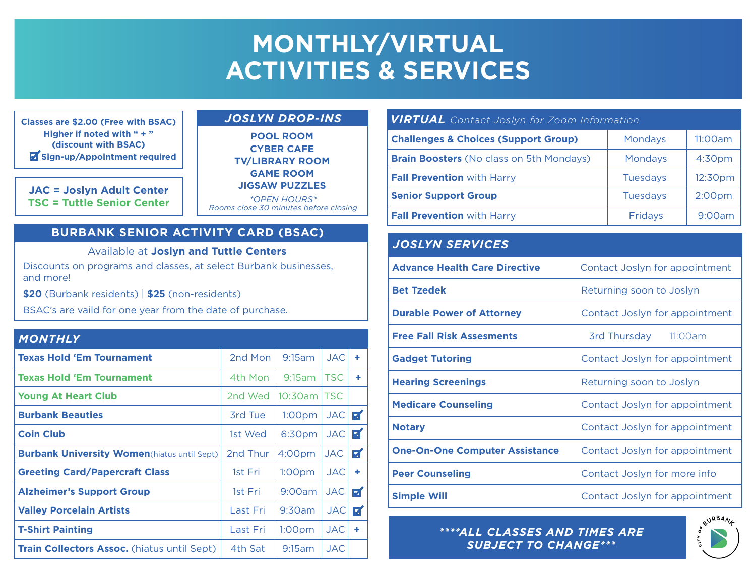# MONTHLY/VIRTUAL ACTIVITIES & SERVICES

**Classes are $2.00 (Free with BSAC)**
**Higher if noted with " + " (discount with BSAC)**
**☑ Sign-up/Appointment required**

**JAC = Joslyn Adult Center**
**TSC = Tuttle Senior Center**

## JOSLYN DROP-INS

**POOL ROOM**
**CYBER CAFE**
**TV/LIBRARY ROOM**
**GAME ROOM**
**JIGSAW PUZZLES**

*\*OPEN HOURS\**
*Rooms close 30 minutes before closing*

## BURBANK SENIOR ACTIVITY CARD (BSAC)

Available at **Joslyn and Tuttle Centers**

Discounts on programs and classes, at select Burbank businesses, and more!

**$20** (Burbank residents) | **$25** (non-residents)

BSAC's are vaild for one year from the date of purchase.

## MONTHLY

| | | | | |
|---|---|---|---|---|
| **Texas Hold 'Em Tournament** | 2nd Mon | 9:15am | JAC | + |
| **Texas Hold 'Em Tournament** | 4th Mon | 9:15am | TSC | + |
| **Young At Heart Club** | 2nd Wed | 10:30am | TSC | |
| **Burbank Beauties** | 3rd Tue | 1:00pm | JAC | ☑ |
| **Coin Club** | 1st Wed | 6:30pm | JAC | ☑ |
| **Burbank University Women** (hiatus until Sept) | 2nd Thur | 4:00pm | JAC | ☑ |
| **Greeting Card/Papercraft Class** | 1st Fri | 1:00pm | JAC | + |
| **Alzheimer's Support Group** | 1st Fri | 9:00am | JAC | ☑ |
| **Valley Porcelain Artists** | Last Fri | 9:30am | JAC | ☑ |
| **T-Shirt Painting** | Last Fri | 1:00pm | JAC | + |
| **Train Collectors Assoc.** (hiatus until Sept) | 4th Sat | 9:15am | JAC | |

## *VIRTUAL* *Contact Joslyn for Zoom Information*

| | | |
|---|---|---|
| **Challenges & Choices (Support Group)** | Mondays | 11:00am |
| **Brain Boosters** (No class on 5th Mondays) | Mondays | 4:30pm |
| **Fall Prevention** with Harry | Tuesdays | 12:30pm |
| **Senior Support Group** | Tuesdays | 2:00pm |
| **Fall Prevention** with Harry | Fridays | 9:00am |

## JOSLYN SERVICES

| | |
|---|---|
| **Advance Health Care Directive** | Contact Joslyn for appointment |
| **Bet Tzedek** | Returning soon to Joslyn |
| **Durable Power of Attorney** | Contact Joslyn for appointment |
| **Free Fall Risk Assesments** | 3rd Thursday 11:00am |
| **Gadget Tutoring** | Contact Joslyn for appointment |
| **Hearing Screenings** | Returning soon to Joslyn |
| **Medicare Counseling** | Contact Joslyn for appointment |
| **Notary** | Contact Joslyn for appointment |
| **One-On-One Computer Assistance** | Contact Joslyn for appointment |
| **Peer Counseling** | Contact Joslyn for more info |
| **Simple Will** | Contact Joslyn for appointment |

***\*\*\*\*ALL CLASSES AND TIMES ARE SUBJECT TO CHANGE\*\*\****

CITY OF BURBANK